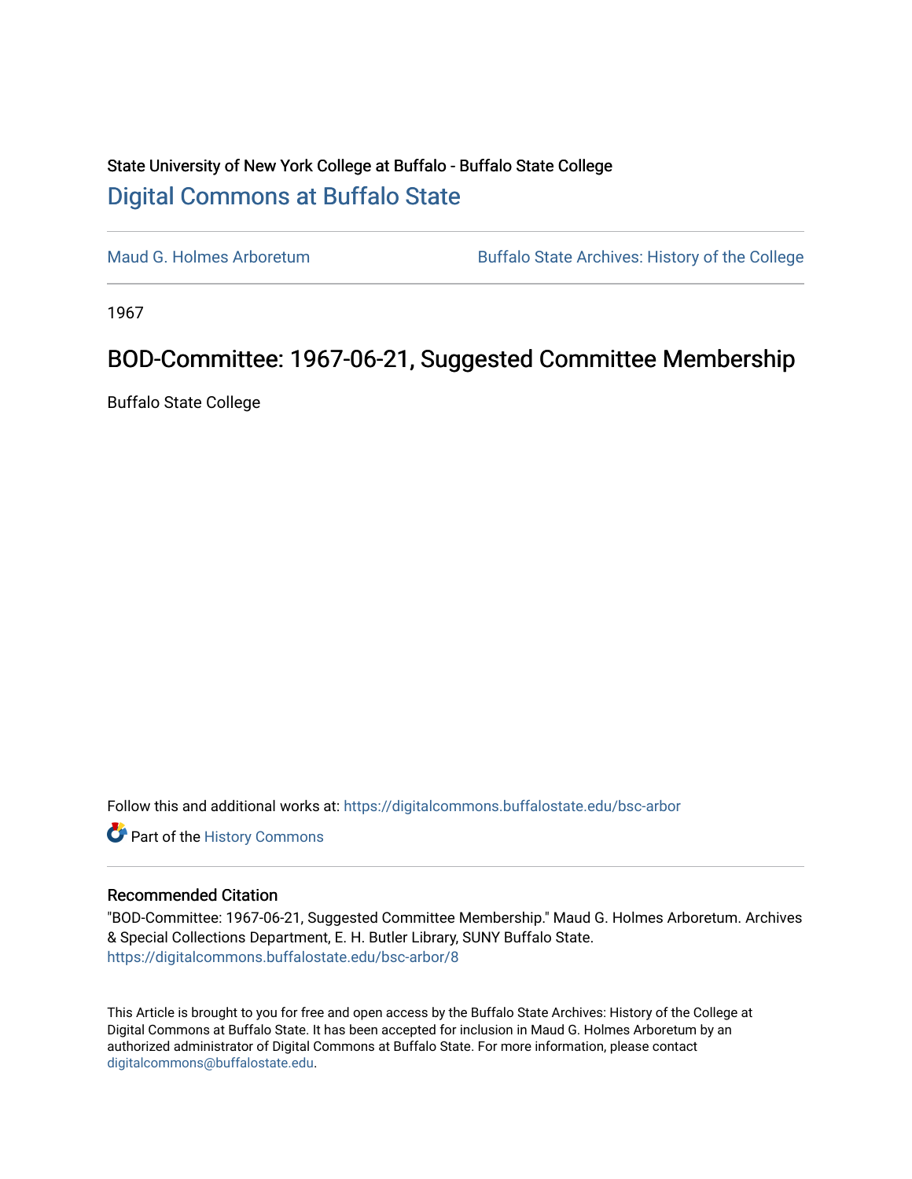State University of New York College at Buffalo - Buffalo State College

# Digital Commons at Buffalo State

Maud G. Holmes Arboretum

Buffalo State Archives: History of the College

1967

## BOD-Committee: 1967-06-21, Suggested Committee Membership

Buffalo State College

Follow this and additional works at: https://digitalcommons.buffalostate.edu/bsc-arbor

Part of the History Commons

### Recommended Citation

"BOD-Committee: 1967-06-21, Suggested Committee Membership." Maud G. Holmes Arboretum. Archives & Special Collections Department, E. H. Butler Library, SUNY Buffalo State.
https://digitalcommons.buffalostate.edu/bsc-arbor/8

This Article is brought to you for free and open access by the Buffalo State Archives: History of the College at Digital Commons at Buffalo State. It has been accepted for inclusion in Maud G. Holmes Arboretum by an authorized administrator of Digital Commons at Buffalo State. For more information, please contact digitalcommons@buffalostate.edu.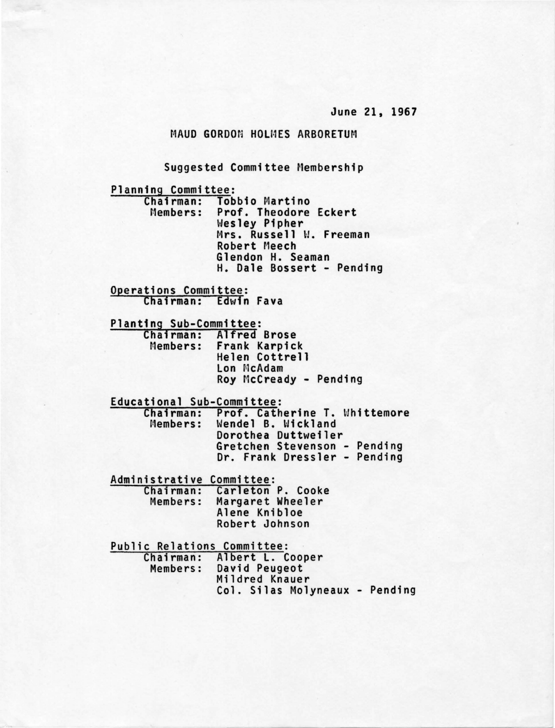June 21, 1967

# MAUD GORDON HOLMES ARBORETUM

## Suggested Committee Membership

**Planning Committee:**

Chairman: Tobbio Martino
Members: Prof. Theodore Eckert
Wesley Pipher
Mrs. Russell W. Freeman
Robert Meech
Glendon H. Seaman
H. Dale Bossert - Pending

**Operations Committee:**

Chairman: Edwin Fava

**Planting Sub-Committee:**

Chairman: Alfred Brose
Members: Frank Karpick
Helen Cottrell
Lon McAdam
Roy McCready - Pending

**Educational Sub-Committee:**

Chairman: Prof. Catherine T. Whittemore
Members: Wendel B. Wickland
Dorothea Duttweiler
Gretchen Stevenson - Pending
Dr. Frank Dressler - Pending

**Administrative Committee:**

Chairman: Carleton P. Cooke
Members: Margaret Wheeler
Alene Knibloe
Robert Johnson

**Public Relations Committee:**

Chairman: Albert L. Cooper
Members: David Peugeot
Mildred Knauer
Col. Silas Molyneaux - Pending